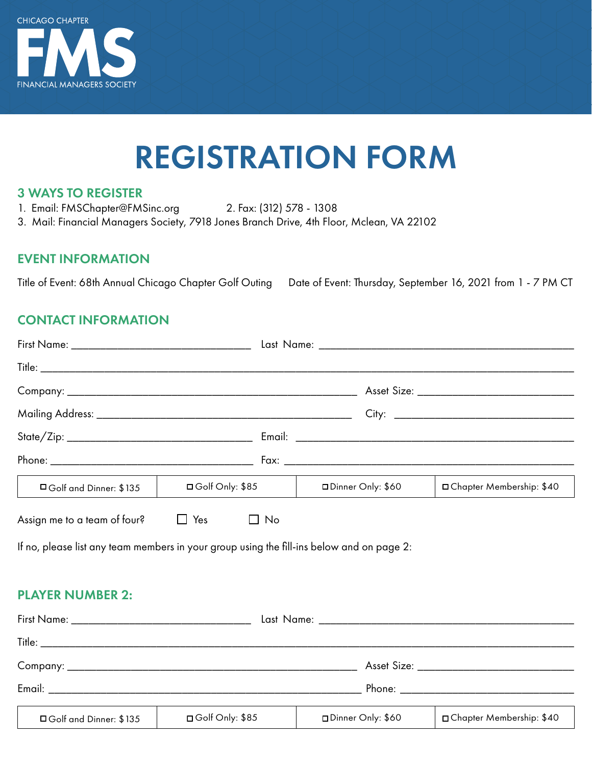CHICAGO CHAPTER

**FMS**

FINANCIAL MANAGERS SOCIETY

# REGISTRATION FORM

## 3 WAYS TO REGISTER

1. Email: FMSChapter@FMSinc.org
2. Fax: (312) 578 - 1308
3. Mail: Financial Managers Society, 7918 Jones Branch Drive, 4th Floor, Mclean, VA 22102

## EVENT INFORMATION

Title of Event: 68th Annual Chicago Chapter Golf Outing

Date of Event: Thursday, September 16, 2021 from 1 - 7 PM CT

## CONTACT INFORMATION

First Name: ______________________ Last Name: ______________________

Title: ______________________

Company: ______________________ Asset Size: ______________________

Mailing Address: ______________________ City: ______________________

State/Zip: ______________________ Email: ______________________

Phone: ______________________ Fax: ______________________

| ☐ Golf and Dinner: $135 | ☐ Golf Only: $85 | ☐ Dinner Only: $60 | ☐ Chapter Membership: $40 |
|---|---|---|---|

Assign me to a team of four? ☐ Yes ☐ No

If no, please list any team members in your group using the fill-ins below and on page 2:

## PLAYER NUMBER 2:

First Name: ______________________ Last Name: ______________________

Title: ______________________

Company: ______________________ Asset Size: ______________________

Email: ______________________ Phone: ______________________

| ☐ Golf and Dinner: $135 | ☐ Golf Only: $85 | ☐ Dinner Only: $60 | ☐ Chapter Membership: $40 |
|---|---|---|---|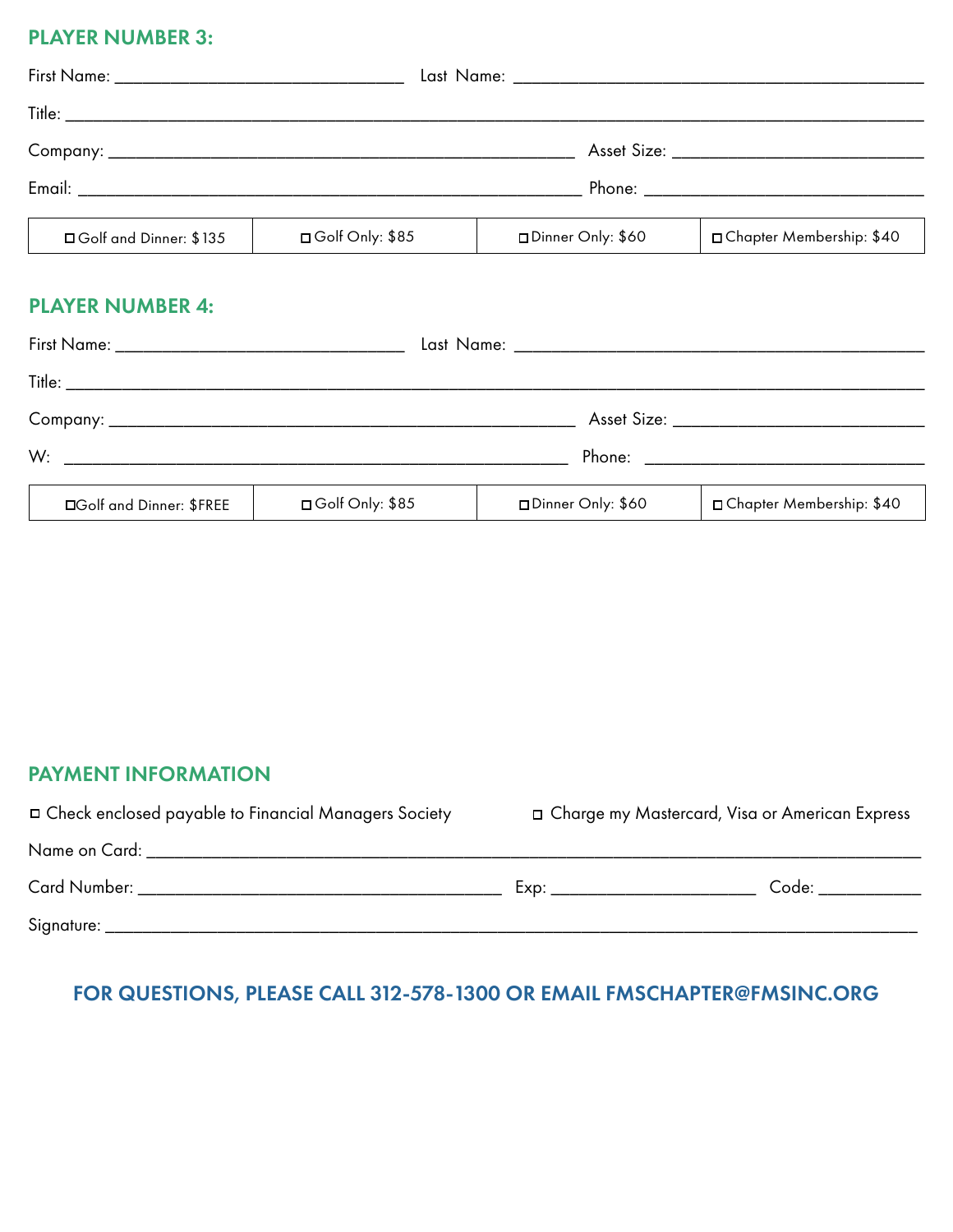## PLAYER NUMBER 3:

First Name: ______________________________ Last Name: ________________________________________

Title: ______________________________________________________________________________________

Company: ________________________________________________ Asset Size: ________________________

Email: ____________________________________________________ Phone: ____________________________

| | | | |
|---|---|---|---|
| ☐ Golf and Dinner: $135 | ☐ Golf Only: $85 | ☐ Dinner Only: $60 | ☐ Chapter Membership: $40 |

## PLAYER NUMBER 4:

First Name: ______________________________ Last Name: ________________________________________

Title: ______________________________________________________________________________________

Company: ________________________________________________ Asset Size: ________________________

W: ____________________________________________________ Phone: ____________________________

| | | | |
|---|---|---|---|
| ☐ Golf and Dinner: $FREE | ☐ Golf Only: $85 | ☐ Dinner Only: $60 | ☐ Chapter Membership: $40 |

## PAYMENT INFORMATION

☐ Check enclosed payable to Financial Managers Society

☐ Charge my Mastercard, Visa or American Express

Name on Card: _______________________________________________________________________________

Card Number: ______________________________________ Exp: ____________________ Code: __________

Signature: __________________________________________________________________________________

**FOR QUESTIONS, PLEASE CALL 312-578-1300 OR EMAIL FMSCHAPTER@FMSINC.ORG**